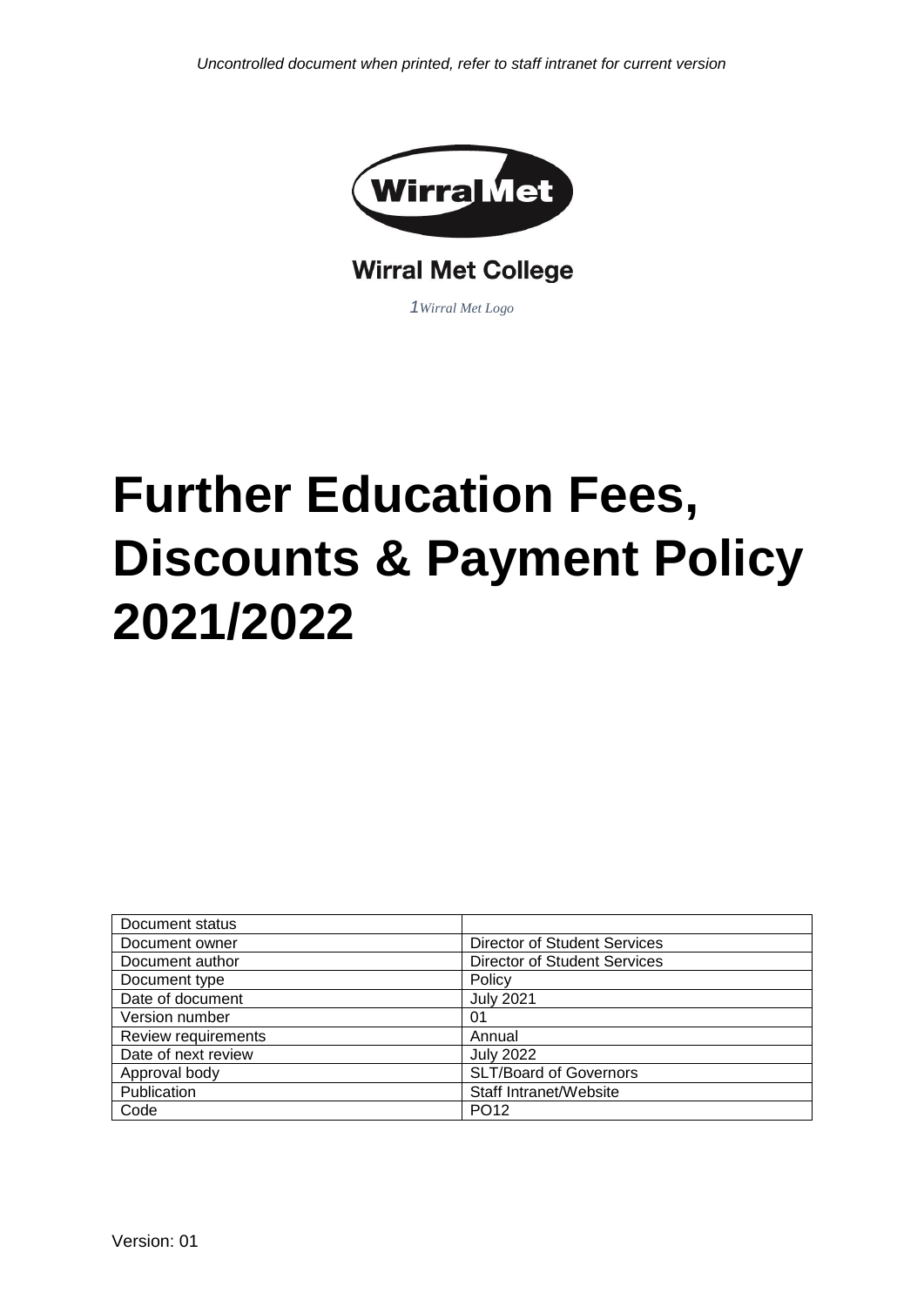*Uncontrolled document when printed, refer to staff intranet for current version*

Wirral Met College

*1Wirral Met Logo*

# Further Education Fees, Discounts & Payment Policy 2021/2022

| Document status | |
|---|---|
| Document owner | Director of Student Services |
| Document author | Director of Student Services |
| Document type | Policy |
| Date of document | July 2021 |
| Version number | 01 |
| Review requirements | Annual |
| Date of next review | July 2022 |
| Approval body | SLT/Board of Governors |
| Publication | Staff Intranet/Website |
| Code | PO12 |

Version: 01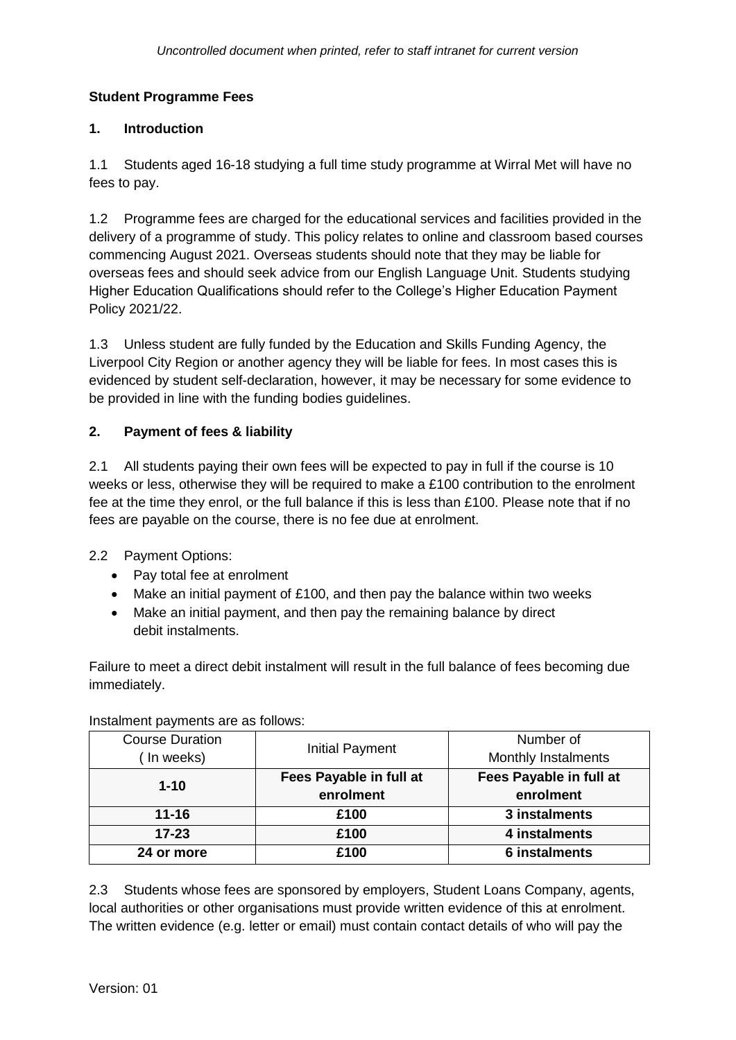**Student Programme Fees**

**1. Introduction**

1.1 Students aged 16-18 studying a full time study programme at Wirral Met will have no fees to pay.

1.2 Programme fees are charged for the educational services and facilities provided in the delivery of a programme of study. This policy relates to online and classroom based courses commencing August 2021. Overseas students should note that they may be liable for overseas fees and should seek advice from our English Language Unit. Students studying Higher Education Qualifications should refer to the College's Higher Education Payment Policy 2021/22.

1.3 Unless student are fully funded by the Education and Skills Funding Agency, the Liverpool City Region or another agency they will be liable for fees. In most cases this is evidenced by student self-declaration, however, it may be necessary for some evidence to be provided in line with the funding bodies guidelines.

**2. Payment of fees & liability**

2.1 All students paying their own fees will be expected to pay in full if the course is 10 weeks or less, otherwise they will be required to make a £100 contribution to the enrolment fee at the time they enrol, or the full balance if this is less than £100. Please note that if no fees are payable on the course, there is no fee due at enrolment.

2.2 Payment Options:

- Pay total fee at enrolment
- Make an initial payment of £100, and then pay the balance within two weeks
- Make an initial payment, and then pay the remaining balance by direct debit instalments.

Failure to meet a direct debit instalment will result in the full balance of fees becoming due immediately.

Instalment payments are as follows:

| Course Duration ( In weeks) | Initial Payment | Number of Monthly Instalments |
|---|---|---|
| **1-10** | **Fees Payable in full at enrolment** | **Fees Payable in full at enrolment** |
| **11-16** | **£100** | **3 instalments** |
| **17-23** | **£100** | **4 instalments** |
| **24 or more** | **£100** | **6 instalments** |

2.3 Students whose fees are sponsored by employers, Student Loans Company, agents, local authorities or other organisations must provide written evidence of this at enrolment. The written evidence (e.g. letter or email) must contain contact details of who will pay the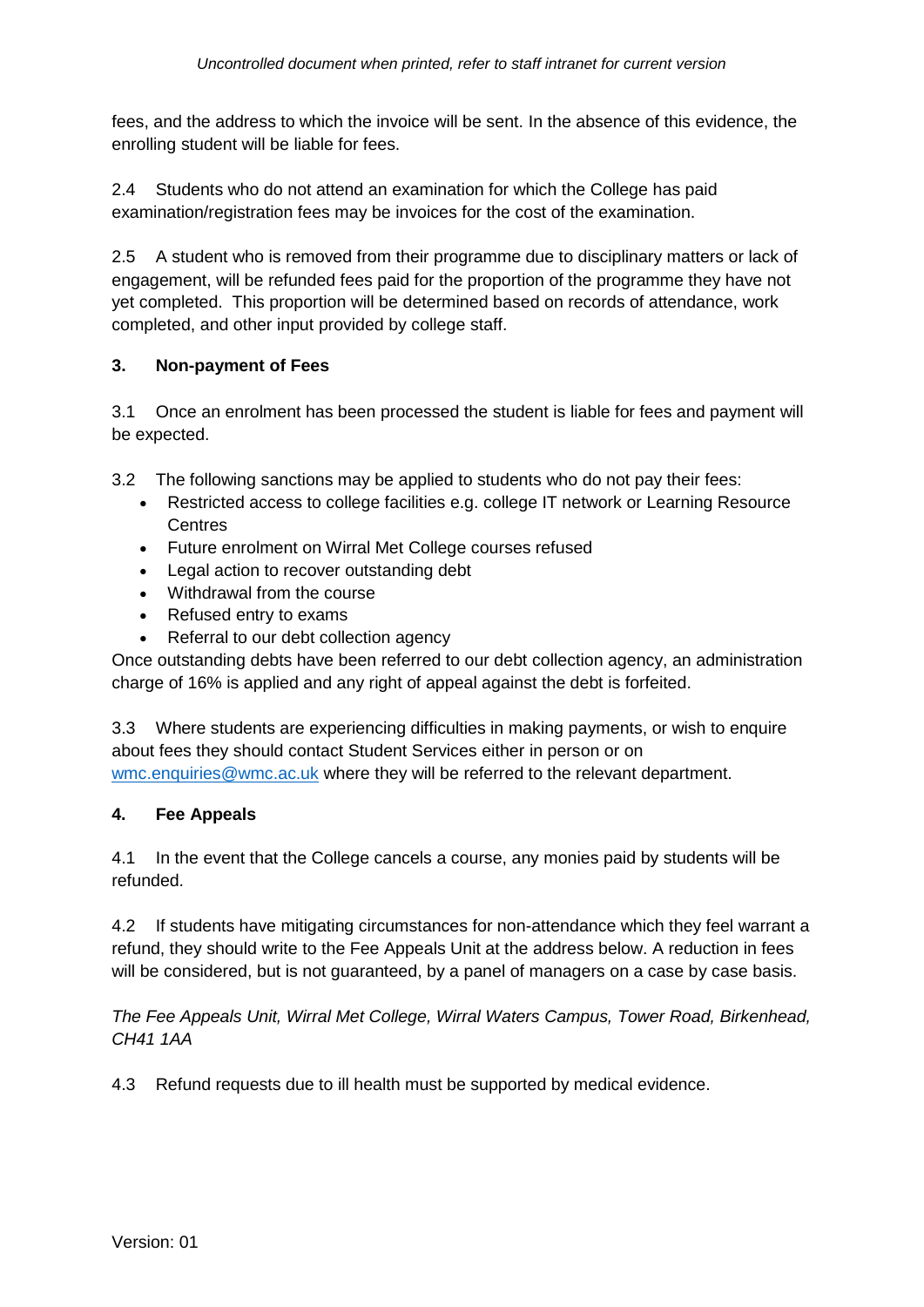fees, and the address to which the invoice will be sent. In the absence of this evidence, the enrolling student will be liable for fees.

2.4 Students who do not attend an examination for which the College has paid examination/registration fees may be invoices for the cost of the examination.

2.5 A student who is removed from their programme due to disciplinary matters or lack of engagement, will be refunded fees paid for the proportion of the programme they have not yet completed. This proportion will be determined based on records of attendance, work completed, and other input provided by college staff.

### 3. Non-payment of Fees

3.1 Once an enrolment has been processed the student is liable for fees and payment will be expected.

3.2 The following sanctions may be applied to students who do not pay their fees:

- Restricted access to college facilities e.g. college IT network or Learning Resource Centres
- Future enrolment on Wirral Met College courses refused
- Legal action to recover outstanding debt
- Withdrawal from the course
- Refused entry to exams
- Referral to our debt collection agency

Once outstanding debts have been referred to our debt collection agency, an administration charge of 16% is applied and any right of appeal against the debt is forfeited.

3.3 Where students are experiencing difficulties in making payments, or wish to enquire about fees they should contact Student Services either in person or on wmc.enquiries@wmc.ac.uk where they will be referred to the relevant department.

### 4. Fee Appeals

4.1 In the event that the College cancels a course, any monies paid by students will be refunded.

4.2 If students have mitigating circumstances for non-attendance which they feel warrant a refund, they should write to the Fee Appeals Unit at the address below. A reduction in fees will be considered, but is not guaranteed, by a panel of managers on a case by case basis.

*The Fee Appeals Unit, Wirral Met College, Wirral Waters Campus, Tower Road, Birkenhead, CH41 1AA*

4.3 Refund requests due to ill health must be supported by medical evidence.